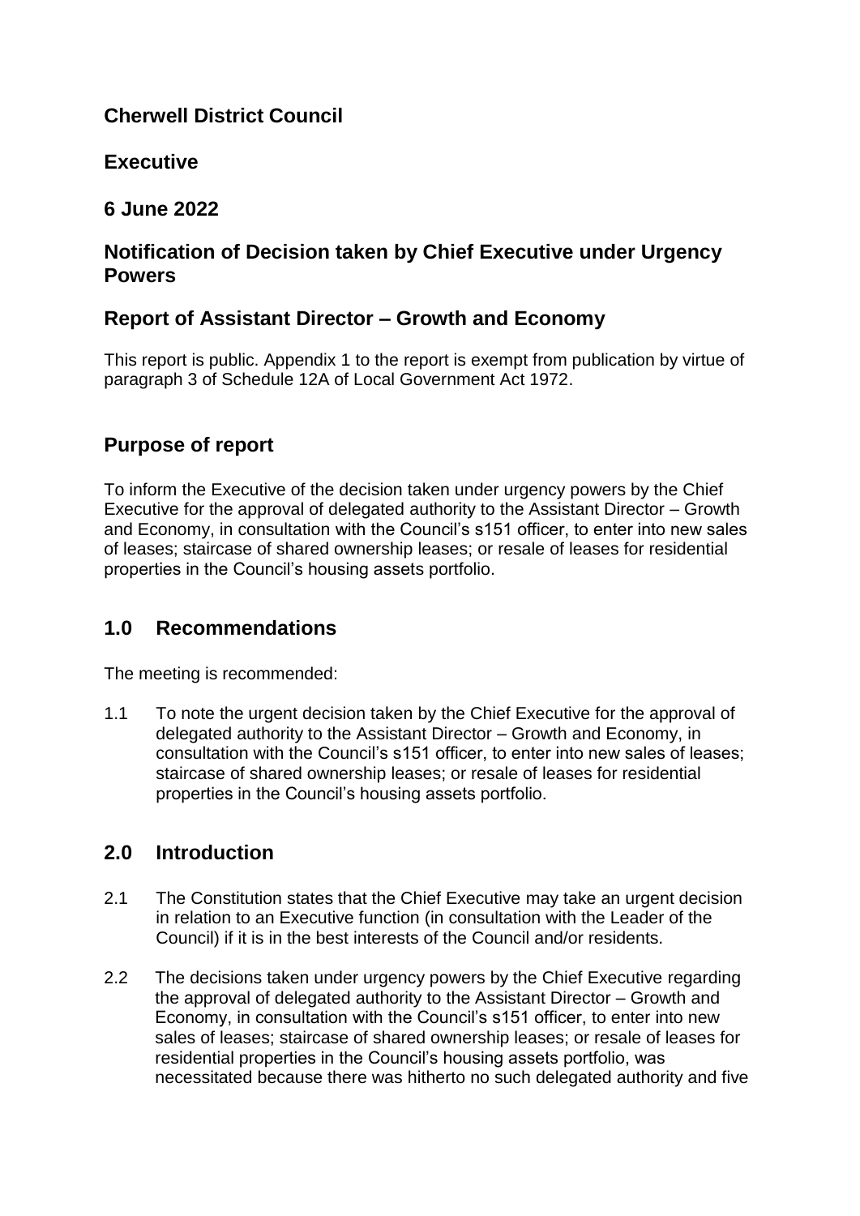# Cherwell District Council

## Executive

## 6 June 2022

## Notification of Decision taken by Chief Executive under Urgency Powers

## Report of Assistant Director – Growth and Economy

This report is public. Appendix 1 to the report is exempt from publication by virtue of paragraph 3 of Schedule 12A of Local Government Act 1972.

## Purpose of report

To inform the Executive of the decision taken under urgency powers by the Chief Executive for the approval of delegated authority to the Assistant Director – Growth and Economy, in consultation with the Council's s151 officer, to enter into new sales of leases; staircase of shared ownership leases; or resale of leases for residential properties in the Council's housing assets portfolio.

## 1.0 Recommendations

The meeting is recommended:

1.1 To note the urgent decision taken by the Chief Executive for the approval of delegated authority to the Assistant Director – Growth and Economy, in consultation with the Council's s151 officer, to enter into new sales of leases; staircase of shared ownership leases; or resale of leases for residential properties in the Council's housing assets portfolio.

## 2.0 Introduction

2.1 The Constitution states that the Chief Executive may take an urgent decision in relation to an Executive function (in consultation with the Leader of the Council) if it is in the best interests of the Council and/or residents.

2.2 The decisions taken under urgency powers by the Chief Executive regarding the approval of delegated authority to the Assistant Director – Growth and Economy, in consultation with the Council's s151 officer, to enter into new sales of leases; staircase of shared ownership leases; or resale of leases for residential properties in the Council's housing assets portfolio, was necessitated because there was hitherto no such delegated authority and five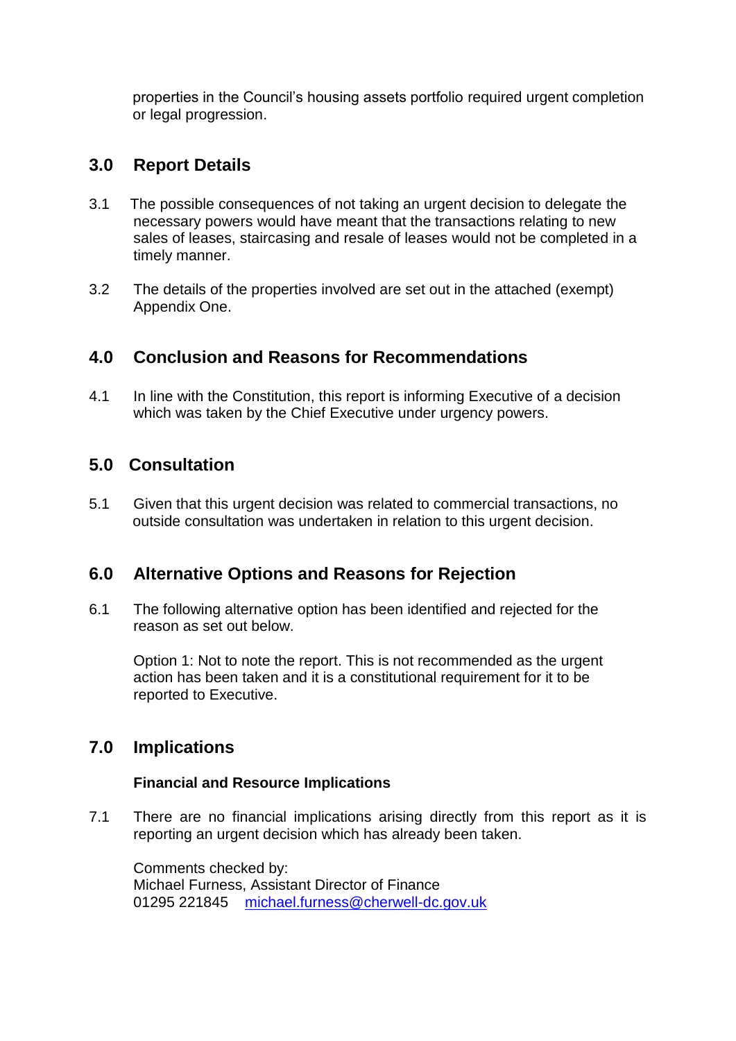properties in the Council's housing assets portfolio required urgent completion or legal progression.

## 3.0 Report Details

3.1 The possible consequences of not taking an urgent decision to delegate the necessary powers would have meant that the transactions relating to new sales of leases, staircasing and resale of leases would not be completed in a timely manner.

3.2 The details of the properties involved are set out in the attached (exempt) Appendix One.

## 4.0 Conclusion and Reasons for Recommendations

4.1 In line with the Constitution, this report is informing Executive of a decision which was taken by the Chief Executive under urgency powers.

## 5.0 Consultation

5.1 Given that this urgent decision was related to commercial transactions, no outside consultation was undertaken in relation to this urgent decision.

## 6.0 Alternative Options and Reasons for Rejection

6.1 The following alternative option has been identified and rejected for the reason as set out below.

Option 1: Not to note the report. This is not recommended as the urgent action has been taken and it is a constitutional requirement for it to be reported to Executive.

## 7.0 Implications

**Financial and Resource Implications**

7.1 There are no financial implications arising directly from this report as it is reporting an urgent decision which has already been taken.

Comments checked by:
Michael Furness, Assistant Director of Finance
01295 221845 michael.furness@cherwell-dc.gov.uk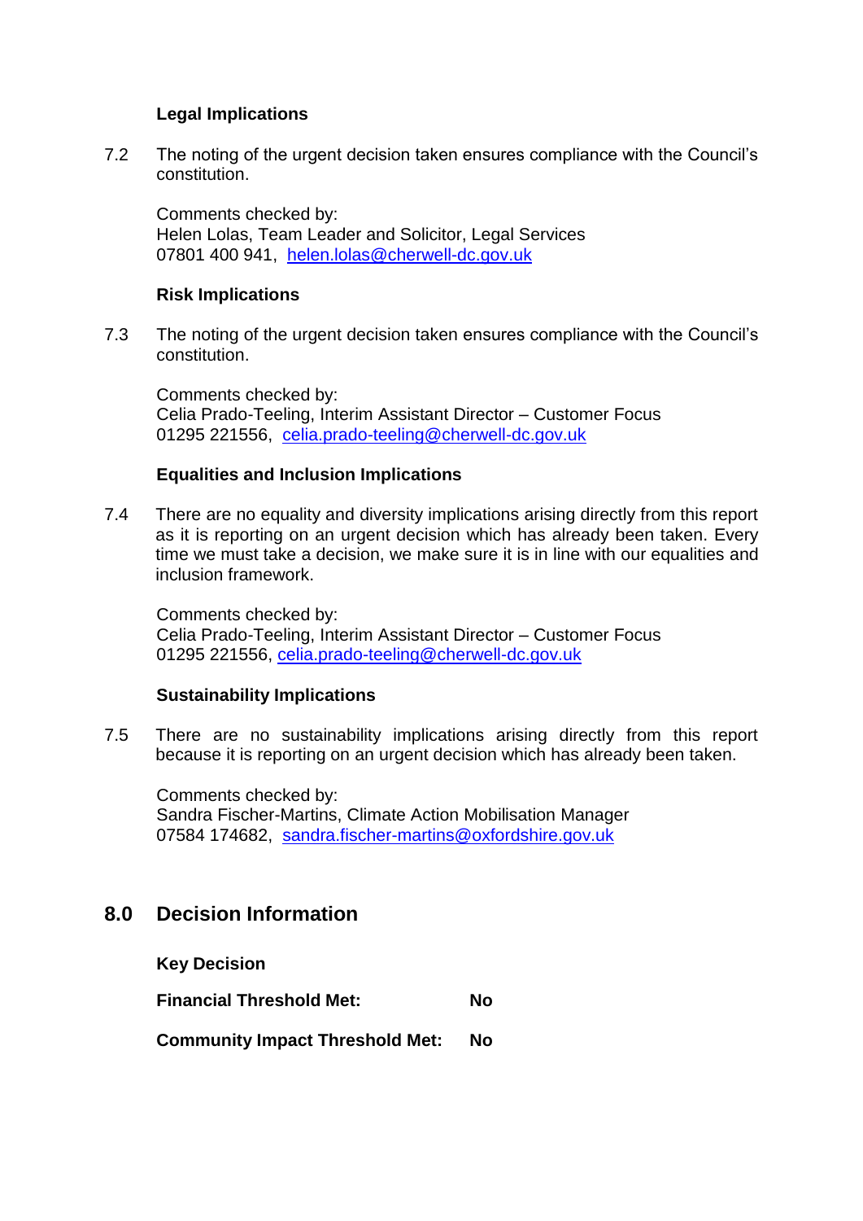**Legal Implications**

7.2 The noting of the urgent decision taken ensures compliance with the Council's constitution.

Comments checked by:
Helen Lolas, Team Leader and Solicitor, Legal Services
07801 400 941, helen.lolas@cherwell-dc.gov.uk

**Risk Implications**

7.3 The noting of the urgent decision taken ensures compliance with the Council's constitution.

Comments checked by:
Celia Prado-Teeling, Interim Assistant Director – Customer Focus
01295 221556, celia.prado-teeling@cherwell-dc.gov.uk

**Equalities and Inclusion Implications**

7.4 There are no equality and diversity implications arising directly from this report as it is reporting on an urgent decision which has already been taken. Every time we must take a decision, we make sure it is in line with our equalities and inclusion framework.

Comments checked by:
Celia Prado-Teeling, Interim Assistant Director – Customer Focus
01295 221556, celia.prado-teeling@cherwell-dc.gov.uk

**Sustainability Implications**

7.5 There are no sustainability implications arising directly from this report because it is reporting on an urgent decision which has already been taken.

Comments checked by:
Sandra Fischer-Martins, Climate Action Mobilisation Manager
07584 174682, sandra.fischer-martins@oxfordshire.gov.uk

## 8.0 Decision Information

**Key Decision**

**Financial Threshold Met:** **No**

**Community Impact Threshold Met:** **No**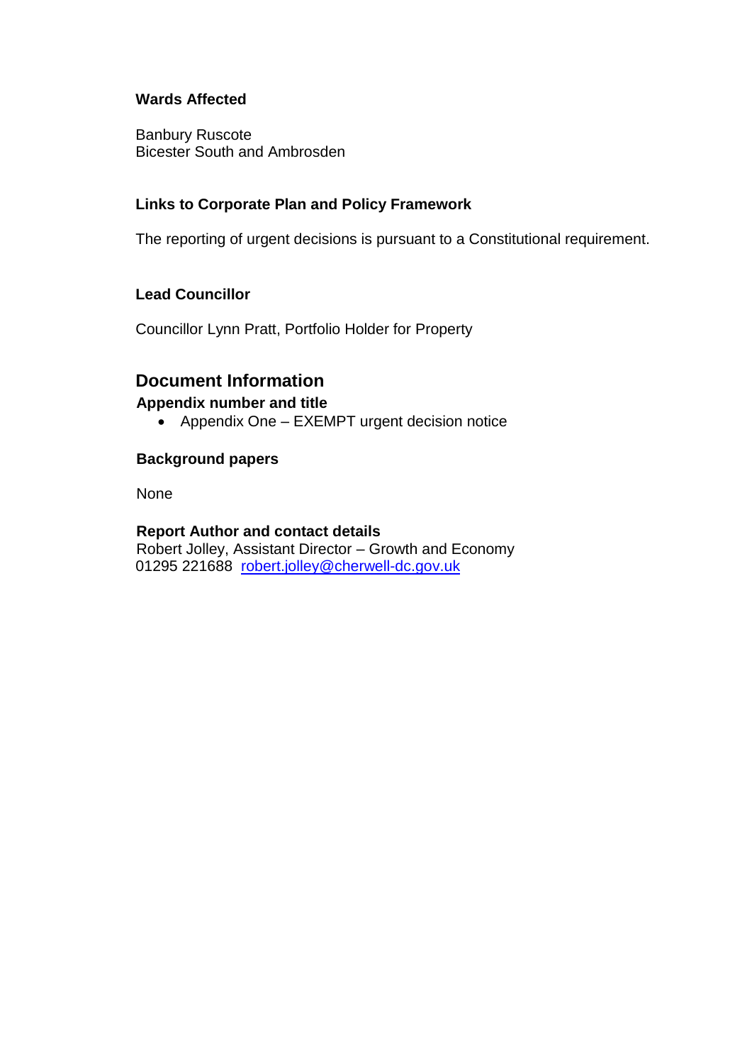**Wards Affected**

Banbury Ruscote
Bicester South and Ambrosden

**Links to Corporate Plan and Policy Framework**

The reporting of urgent decisions is pursuant to a Constitutional requirement.

**Lead Councillor**

Councillor Lynn Pratt, Portfolio Holder for Property

## Document Information

**Appendix number and title**

- Appendix One – EXEMPT urgent decision notice

**Background papers**

None

**Report Author and contact details**

Robert Jolley, Assistant Director – Growth and Economy
01295 221688 [robert.jolley@cherwell-dc.gov.uk](mailto:robert.jolley@cherwell-dc.gov.uk)